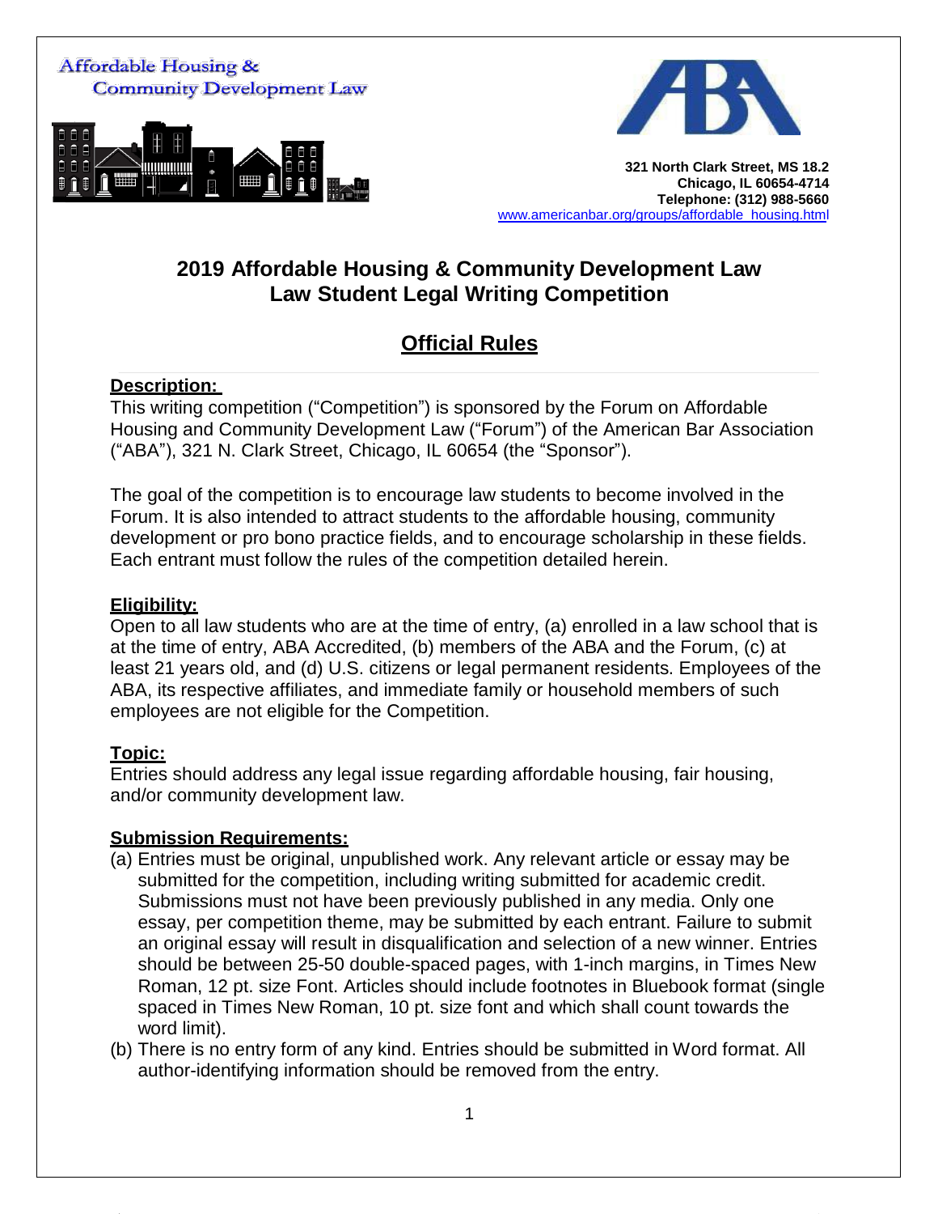Affordable Housing & Community Development Law

321 North Clark Street, MS 18.2
Chicago, IL 60654-4714
Telephone: (312) 988-5660
www.americanbar.org/groups/affordable_housing.html

# 2019 Affordable Housing & Community Development Law Law Student Legal Writing Competition

## Official Rules

**Description:**

This writing competition ("Competition") is sponsored by the Forum on Affordable Housing and Community Development Law ("Forum") of the American Bar Association ("ABA"), 321 N. Clark Street, Chicago, IL 60654 (the "Sponsor").

The goal of the competition is to encourage law students to become involved in the Forum. It is also intended to attract students to the affordable housing, community development or pro bono practice fields, and to encourage scholarship in these fields. Each entrant must follow the rules of the competition detailed herein.

**Eligibility:**

Open to all law students who are at the time of entry, (a) enrolled in a law school that is at the time of entry, ABA Accredited, (b) members of the ABA and the Forum, (c) at least 21 years old, and (d) U.S. citizens or legal permanent residents. Employees of the ABA, its respective affiliates, and immediate family or household members of such employees are not eligible for the Competition.

**Topic:**

Entries should address any legal issue regarding affordable housing, fair housing, and/or community development law.

**Submission Requirements:**

(a) Entries must be original, unpublished work. Any relevant article or essay may be submitted for the competition, including writing submitted for academic credit. Submissions must not have been previously published in any media. Only one essay, per competition theme, may be submitted by each entrant. Failure to submit an original essay will result in disqualification and selection of a new winner. Entries should be between 25-50 double-spaced pages, with 1-inch margins, in Times New Roman, 12 pt. size Font. Articles should include footnotes in Bluebook format (single spaced in Times New Roman, 10 pt. size font and which shall count towards the word limit).

(b) There is no entry form of any kind. Entries should be submitted in Word format. All author-identifying information should be removed from the entry.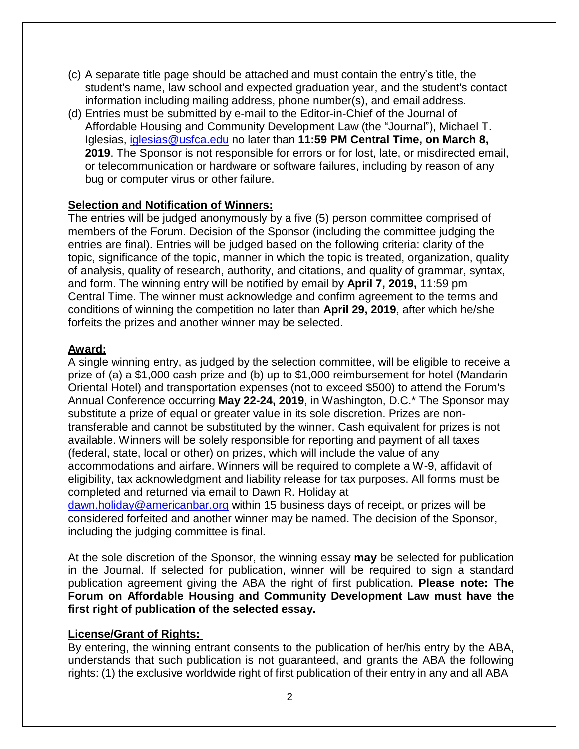(c) A separate title page should be attached and must contain the entry's title, the student's name, law school and expected graduation year, and the student's contact information including mailing address, phone number(s), and email address.

(d) Entries must be submitted by e-mail to the Editor-in-Chief of the Journal of Affordable Housing and Community Development Law (the "Journal"), Michael T. Iglesias, iglesias@usfca.edu no later than **11:59 PM Central Time, on March 8, 2019**. The Sponsor is not responsible for errors or for lost, late, or misdirected email, or telecommunication or hardware or software failures, including by reason of any bug or computer virus or other failure.

**Selection and Notification of Winners:**

The entries will be judged anonymously by a five (5) person committee comprised of members of the Forum. Decision of the Sponsor (including the committee judging the entries are final). Entries will be judged based on the following criteria: clarity of the topic, significance of the topic, manner in which the topic is treated, organization, quality of analysis, quality of research, authority, and citations, and quality of grammar, syntax, and form. The winning entry will be notified by email by **April 7, 2019,** 11:59 pm Central Time. The winner must acknowledge and confirm agreement to the terms and conditions of winning the competition no later than **April 29, 2019**, after which he/she forfeits the prizes and another winner may be selected.

**Award:**

A single winning entry, as judged by the selection committee, will be eligible to receive a prize of (a) a $1,000 cash prize and (b) up to $1,000 reimbursement for hotel (Mandarin Oriental Hotel) and transportation expenses (not to exceed $500) to attend the Forum's Annual Conference occurring **May 22-24, 2019**, in Washington, D.C.* The Sponsor may substitute a prize of equal or greater value in its sole discretion. Prizes are non-transferable and cannot be substituted by the winner. Cash equivalent for prizes is not available. Winners will be solely responsible for reporting and payment of all taxes (federal, state, local or other) on prizes, which will include the value of any accommodations and airfare. Winners will be required to complete a W-9, affidavit of eligibility, tax acknowledgment and liability release for tax purposes. All forms must be completed and returned via email to Dawn R. Holiday at dawn.holiday@americanbar.org within 15 business days of receipt, or prizes will be considered forfeited and another winner may be named. The decision of the Sponsor, including the judging committee is final.

At the sole discretion of the Sponsor, the winning essay **may** be selected for publication in the Journal. If selected for publication, winner will be required to sign a standard publication agreement giving the ABA the right of first publication. **Please note: The Forum on Affordable Housing and Community Development Law must have the first right of publication of the selected essay.**

**License/Grant of Rights:**

By entering, the winning entrant consents to the publication of her/his entry by the ABA, understands that such publication is not guaranteed, and grants the ABA the following rights: (1) the exclusive worldwide right of first publication of their entry in any and all ABA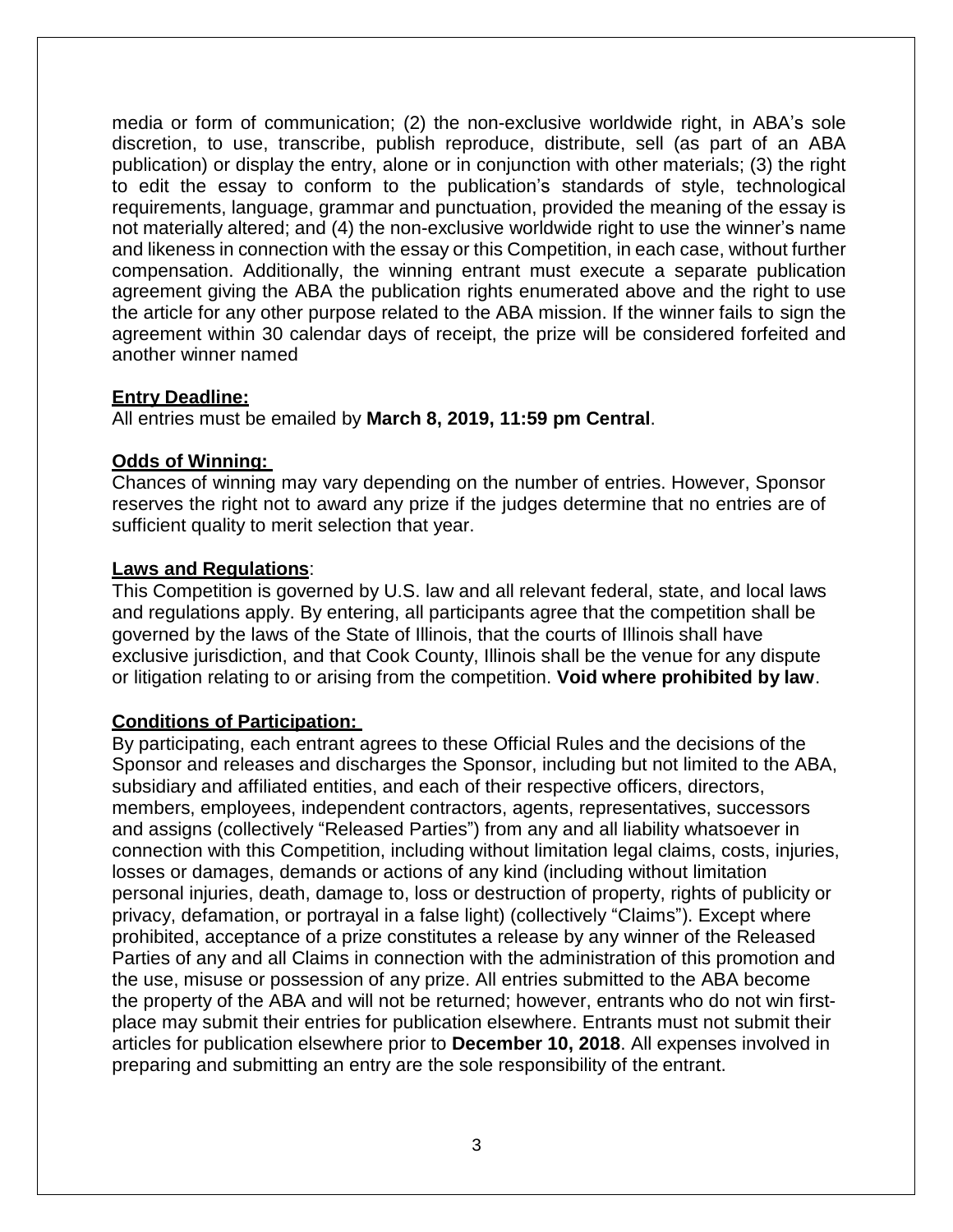media or form of communication; (2) the non-exclusive worldwide right, in ABA's sole discretion, to use, transcribe, publish reproduce, distribute, sell (as part of an ABA publication) or display the entry, alone or in conjunction with other materials; (3) the right to edit the essay to conform to the publication's standards of style, technological requirements, language, grammar and punctuation, provided the meaning of the essay is not materially altered; and (4) the non-exclusive worldwide right to use the winner's name and likeness in connection with the essay or this Competition, in each case, without further compensation. Additionally, the winning entrant must execute a separate publication agreement giving the ABA the publication rights enumerated above and the right to use the article for any other purpose related to the ABA mission. If the winner fails to sign the agreement within 30 calendar days of receipt, the prize will be considered forfeited and another winner named

**Entry Deadline:**

All entries must be emailed by **March 8, 2019, 11:59 pm Central**.

**Odds of Winning:**

Chances of winning may vary depending on the number of entries. However, Sponsor reserves the right not to award any prize if the judges determine that no entries are of sufficient quality to merit selection that year.

**Laws and Regulations**:

This Competition is governed by U.S. law and all relevant federal, state, and local laws and regulations apply. By entering, all participants agree that the competition shall be governed by the laws of the State of Illinois, that the courts of Illinois shall have exclusive jurisdiction, and that Cook County, Illinois shall be the venue for any dispute or litigation relating to or arising from the competition. **Void where prohibited by law**.

**Conditions of Participation:**

By participating, each entrant agrees to these Official Rules and the decisions of the Sponsor and releases and discharges the Sponsor, including but not limited to the ABA, subsidiary and affiliated entities, and each of their respective officers, directors, members, employees, independent contractors, agents, representatives, successors and assigns (collectively "Released Parties") from any and all liability whatsoever in connection with this Competition, including without limitation legal claims, costs, injuries, losses or damages, demands or actions of any kind (including without limitation personal injuries, death, damage to, loss or destruction of property, rights of publicity or privacy, defamation, or portrayal in a false light) (collectively "Claims"). Except where prohibited, acceptance of a prize constitutes a release by any winner of the Released Parties of any and all Claims in connection with the administration of this promotion and the use, misuse or possession of any prize. All entries submitted to the ABA become the property of the ABA and will not be returned; however, entrants who do not win first-place may submit their entries for publication elsewhere. Entrants must not submit their articles for publication elsewhere prior to **December 10, 2018**. All expenses involved in preparing and submitting an entry are the sole responsibility of the entrant.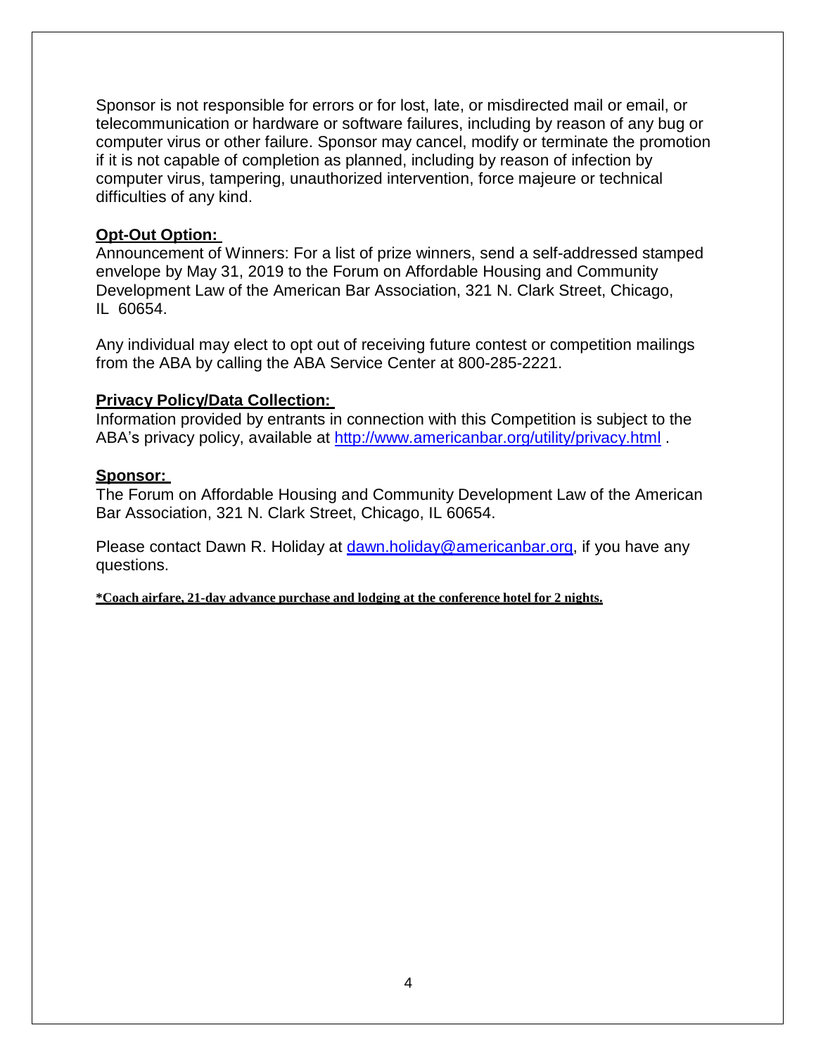Sponsor is not responsible for errors or for lost, late, or misdirected mail or email, or telecommunication or hardware or software failures, including by reason of any bug or computer virus or other failure. Sponsor may cancel, modify or terminate the promotion if it is not capable of completion as planned, including by reason of infection by computer virus, tampering, unauthorized intervention, force majeure or technical difficulties of any kind.

**Opt-Out Option:**

Announcement of Winners: For a list of prize winners, send a self-addressed stamped envelope by May 31, 2019 to the Forum on Affordable Housing and Community Development Law of the American Bar Association, 321 N. Clark Street, Chicago, IL 60654.

Any individual may elect to opt out of receiving future contest or competition mailings from the ABA by calling the ABA Service Center at 800-285-2221.

**Privacy Policy/Data Collection:**

Information provided by entrants in connection with this Competition is subject to the ABA's privacy policy, available at http://www.americanbar.org/utility/privacy.html .

**Sponsor:**

The Forum on Affordable Housing and Community Development Law of the American Bar Association, 321 N. Clark Street, Chicago, IL 60654.

Please contact Dawn R. Holiday at dawn.holiday@americanbar.org, if you have any questions.

**\*Coach airfare, 21-day advance purchase and lodging at the conference hotel for 2 nights.**